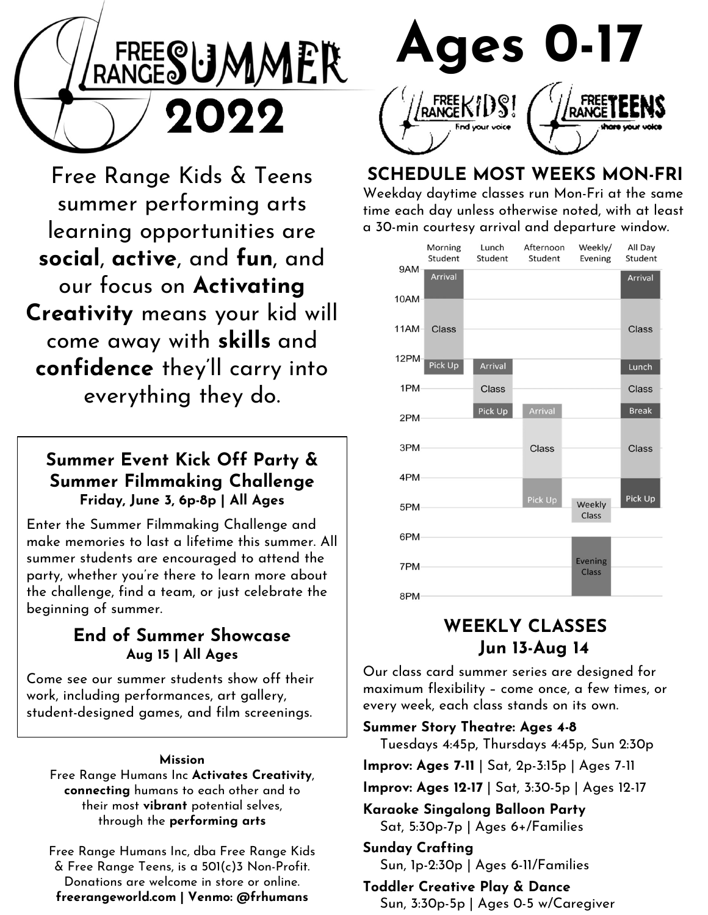# FREE RANGE SUMMER 2022

# Ages 0-17

FREE RANGE KIDS! Find your voice | FREE RANGE TEENS share your voice

Free Range Kids & Teens summer performing arts learning opportunities are **social**, **active**, and **fun**, and our focus on **Activating Creativity** means your kid will come away with **skills** and **confidence** they'll carry into everything they do.

### Summer Event Kick Off Party & Summer Filmmaking Challenge

**Friday, June 3, 6p-8p | All Ages**

Enter the Summer Filmmaking Challenge and make memories to last a lifetime this summer. All summer students are encouraged to attend the party, whether you're there to learn more about the challenge, find a team, or just celebrate the beginning of summer.

### End of Summer Showcase

**Aug 15 | All Ages**

Come see our summer students show off their work, including performances, art gallery, student-designed games, and film screenings.

**Mission**

Free Range Humans Inc **Activates Creativity**, **connecting** humans to each other and to their most **vibrant** potential selves, through the **performing arts**

Free Range Humans Inc, dba Free Range Kids & Free Range Teens, is a 501(c)3 Non-Profit. Donations are welcome in store or online.
**freerangeworld.com | Venmo: @frhumans**

## SCHEDULE MOST WEEKS MON-FRI

Weekday daytime classes run Mon-Fri at the same time each day unless otherwise noted, with at least a 30-min courtesy arrival and departure window.

| Time | Morning Student | Lunch Student | Afternoon Student | Weekly/ Evening | All Day Student |
|---|---|---|---|---|---|
| 9AM–10AM | Arrival | | | | Arrival |
| 10AM–12PM | Class | | | | Class |
| 12PM–12:30PM | Pick Up | Arrival | | | Lunch |
| 12:30PM–1:30PM | | Class | | | Class |
| 1:30PM–2PM | | Pick Up | Arrival | | Break |
| 2PM–4PM | | | Class | | Class |
| 4PM–5PM | | | Pick Up | | Pick Up |
| 5PM–5:30PM | | | | Weekly Class | |
| 6PM–8PM | | | | Evening Class | |

## WEEKLY CLASSES Jun 13-Aug 14

Our class card summer series are designed for maximum flexibility – come once, a few times, or every week, each class stands on its own.

**Summer Story Theatre: Ages 4-8**
Tuesdays 4:45p, Thursdays 4:45p, Sun 2:30p

**Improv: Ages 7-11** | Sat, 2p-3:15p | Ages 7-11

**Improv: Ages 12-17** | Sat, 3:30-5p | Ages 12-17

**Karaoke Singalong Balloon Party**
Sat, 5:30p-7p | Ages 6+/Families

**Sunday Crafting**
Sun, 1p-2:30p | Ages 6-11/Families

**Toddler Creative Play & Dance**
Sun, 3:30p-5p | Ages 0-5 w/Caregiver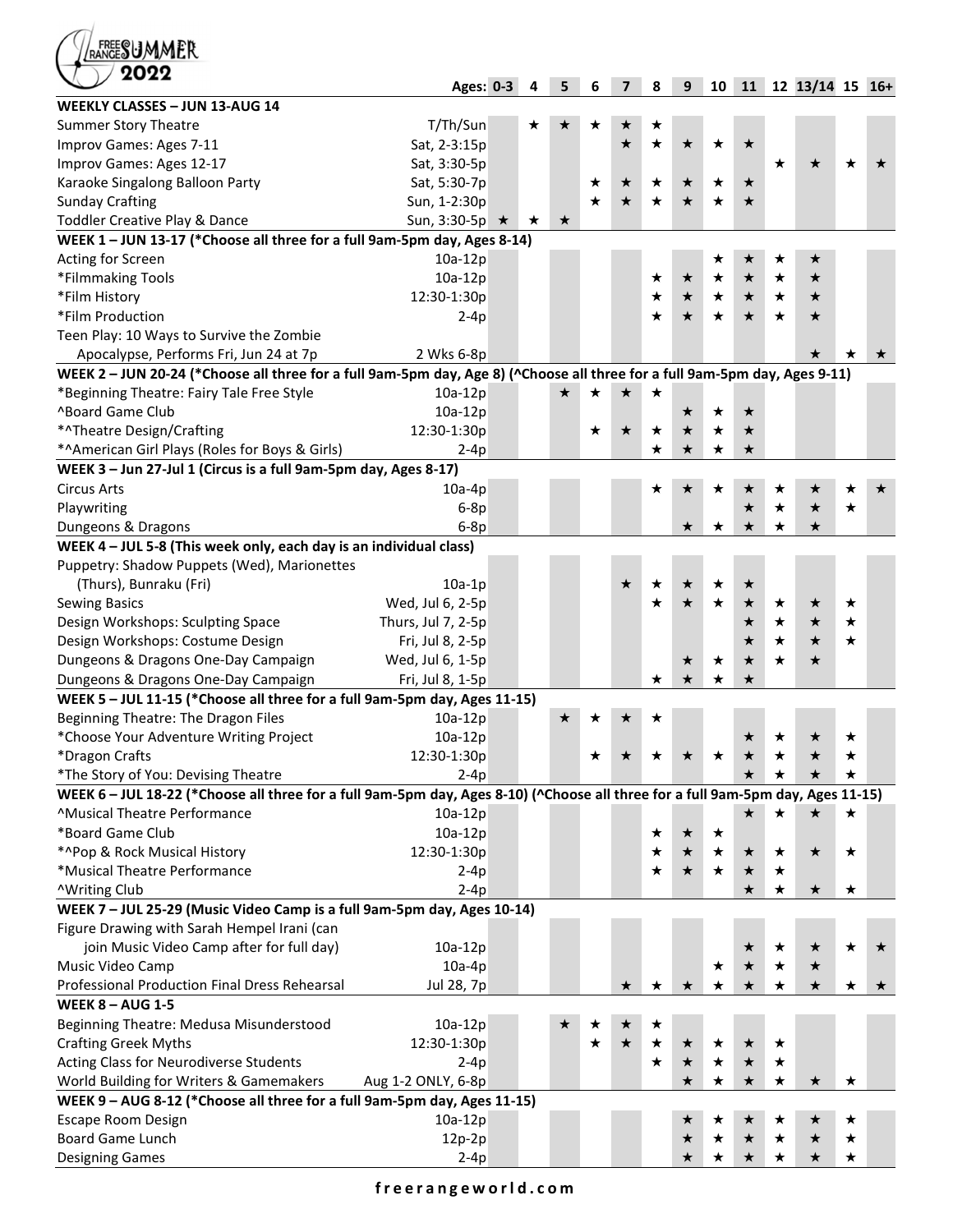# FREE RANGE SUMMER 2022

| | | 0-3 | 4 | 5 | 6 | 7 | 8 | 9 | 10 | 11 | 12 | 13/14 | 15 | 16+ |
|---|---|---|---|---|---|---|---|---|---|---|---|---|---|---|
| | **Ages:** | **0-3** | **4** | **5** | **6** | **7** | **8** | **9** | **10** | **11** | **12** | **13/14** | **15** | **16+** |
| **WEEKLY CLASSES – JUN 13-AUG 14** | | | | | | | | | | | | | | |
| Summer Story Theatre | T/Th/Sun | | ★ | ★ | ★ | ★ | ★ | | | | | | | |
| Improv Games: Ages 7-11 | Sat, 2-3:15p | | | | | ★ | ★ | ★ | ★ | ★ | | | | |
| Improv Games: Ages 12-17 | Sat, 3:30-5p | | | | | | | | | | ★ | ★ | ★ | ★ |
| Karaoke Singalong Balloon Party | Sat, 5:30-7p | | | | ★ | ★ | ★ | ★ | ★ | ★ | | | | |
| Sunday Crafting | Sun, 1-2:30p | | | | ★ | ★ | ★ | ★ | ★ | ★ | | | | |
| Toddler Creative Play & Dance | Sun, 3:30-5p | ★ | ★ | ★ | | | | | | | | | | |
| **WEEK 1 – JUN 13-17 (*Choose all three for a full 9am-5pm day, Ages 8-14)** | | | | | | | | | | | | | | |
| Acting for Screen | 10a-12p | | | | | | | | ★ | ★ | ★ | ★ | | |
| *Filmmaking Tools | 10a-12p | | | | | | ★ | ★ | ★ | ★ | ★ | ★ | | |
| *Film History | 12:30-1:30p | | | | | | ★ | ★ | ★ | ★ | ★ | ★ | | |
| *Film Production | 2-4p | | | | | | ★ | ★ | ★ | ★ | ★ | ★ | | |
| Teen Play: 10 Ways to Survive the Zombie Apocalypse, Performs Fri, Jun 24 at 7p | 2 Wks 6-8p | | | | | | | | | | | ★ | ★ | ★ |
| **WEEK 2 – JUN 20-24 (*Choose all three for a full 9am-5pm day, Age 8) (^Choose all three for a full 9am-5pm day, Ages 9-11)** | | | | | | | | | | | | | | |
| *Beginning Theatre: Fairy Tale Free Style | 10a-12p | | | ★ | ★ | ★ | ★ | | | | | | | |
| ^Board Game Club | 10a-12p | | | | | | | ★ | ★ | ★ | | | | |
| *^Theatre Design/Crafting | 12:30-1:30p | | | | ★ | ★ | ★ | ★ | ★ | ★ | | | | |
| *^American Girl Plays (Roles for Boys & Girls) | 2-4p | | | | | | ★ | ★ | ★ | ★ | | | | |
| **WEEK 3 – Jun 27-Jul 1 (Circus is a full 9am-5pm day, Ages 8-17)** | | | | | | | | | | | | | | |
| Circus Arts | 10a-4p | | | | | | ★ | ★ | ★ | ★ | ★ | ★ | ★ | ★ |
| Playwriting | 6-8p | | | | | | | | | ★ | ★ | ★ | ★ | |
| Dungeons & Dragons | 6-8p | | | | | | | ★ | ★ | ★ | ★ | ★ | | |
| **WEEK 4 – JUL 5-8 (This week only, each day is an individual class)** | | | | | | | | | | | | | | |
| Puppetry: Shadow Puppets (Wed), Marionettes (Thurs), Bunraku (Fri) | 10a-1p | | | | | ★ | ★ | ★ | ★ | ★ | | | | |
| Sewing Basics | Wed, Jul 6, 2-5p | | | | | | ★ | ★ | ★ | ★ | ★ | ★ | ★ | |
| Design Workshops: Sculpting Space | Thurs, Jul 7, 2-5p | | | | | | | | | ★ | ★ | ★ | ★ | |
| Design Workshops: Costume Design | Fri, Jul 8, 2-5p | | | | | | | | | ★ | ★ | ★ | ★ | |
| Dungeons & Dragons One-Day Campaign | Wed, Jul 6, 1-5p | | | | | | | ★ | ★ | ★ | ★ | ★ | | |
| Dungeons & Dragons One-Day Campaign | Fri, Jul 8, 1-5p | | | | | | ★ | ★ | ★ | ★ | | | | |
| **WEEK 5 – JUL 11-15 (*Choose all three for a full 9am-5pm day, Ages 11-15)** | | | | | | | | | | | | | | |
| Beginning Theatre: The Dragon Files | 10a-12p | | | ★ | ★ | ★ | ★ | | | | | | | |
| *Choose Your Adventure Writing Project | 10a-12p | | | | | | | | | ★ | ★ | ★ | ★ | |
| *Dragon Crafts | 12:30-1:30p | | | | ★ | ★ | ★ | ★ | ★ | ★ | ★ | ★ | ★ | |
| *The Story of You: Devising Theatre | 2-4p | | | | | | | | | ★ | ★ | ★ | ★ | |
| **WEEK 6 – JUL 18-22 (*Choose all three for a full 9am-5pm day, Ages 8-10) (^Choose all three for a full 9am-5pm day, Ages 11-15)** | | | | | | | | | | | | | | |
| ^Musical Theatre Performance | 10a-12p | | | | | | | | | ★ | ★ | ★ | ★ | |
| *Board Game Club | 10a-12p | | | | | | ★ | ★ | ★ | | | | | |
| *^Pop & Rock Musical History | 12:30-1:30p | | | | | | ★ | ★ | ★ | ★ | ★ | ★ | ★ | |
| *Musical Theatre Performance | 2-4p | | | | | | ★ | ★ | ★ | ★ | ★ | | | |
| ^Writing Club | 2-4p | | | | | | | | | ★ | ★ | ★ | ★ | |
| **WEEK 7 – JUL 25-29 (Music Video Camp is a full 9am-5pm day, Ages 10-14)** | | | | | | | | | | | | | | |
| Figure Drawing with Sarah Hempel Irani (can join Music Video Camp after for full day) | 10a-12p | | | | | | | | | ★ | ★ | ★ | ★ | ★ |
| Music Video Camp | 10a-4p | | | | | | | | ★ | ★ | ★ | ★ | | |
| Professional Production Final Dress Rehearsal | Jul 28, 7p | | | | | ★ | ★ | ★ | ★ | ★ | ★ | ★ | ★ | ★ |
| **WEEK 8 – AUG 1-5** | | | | | | | | | | | | | | |
| Beginning Theatre: Medusa Misunderstood | 10a-12p | | | ★ | ★ | ★ | ★ | | | | | | | |
| Crafting Greek Myths | 12:30-1:30p | | | | ★ | ★ | ★ | ★ | ★ | ★ | ★ | | | |
| Acting Class for Neurodiverse Students | 2-4p | | | | | | ★ | ★ | ★ | ★ | ★ | | | |
| World Building for Writers & Gamemakers | Aug 1-2 ONLY, 6-8p | | | | | | | ★ | ★ | ★ | ★ | ★ | ★ | |
| **WEEK 9 – AUG 8-12 (*Choose all three for a full 9am-5pm day, Ages 11-15)** | | | | | | | | | | | | | | |
| Escape Room Design | 10a-12p | | | | | | | ★ | ★ | ★ | ★ | ★ | ★ | |
| Board Game Lunch | 12p-2p | | | | | | | ★ | ★ | ★ | ★ | ★ | ★ | |
| Designing Games | 2-4p | | | | | | | ★ | ★ | ★ | ★ | ★ | ★ | |

**freerangeworld.com**